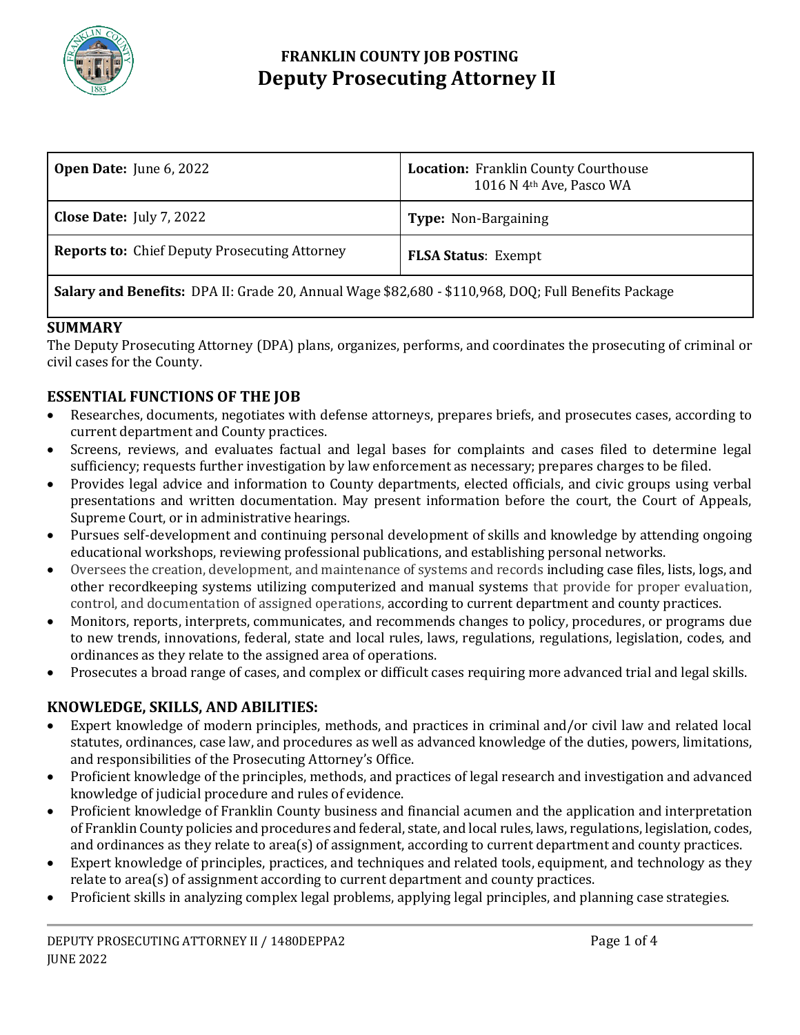# FRANKLIN COUNTY JOB POSTING
## Deputy Prosecuting Attorney II

| **Open Date:** June 6, 2022 | **Location:** Franklin County Courthouse 1016 N 4th Ave, Pasco WA |
|---|---|
| **Close Date:** July 7, 2022 | **Type:** Non-Bargaining |
| **Reports to:** Chief Deputy Prosecuting Attorney | **FLSA Status**: Exempt |
| **Salary and Benefits:** DPA II: Grade 20, Annual Wage $82,680 - $110,968, DOQ; Full Benefits Package | |

### SUMMARY

The Deputy Prosecuting Attorney (DPA) plans, organizes, performs, and coordinates the prosecuting of criminal or civil cases for the County.

### ESSENTIAL FUNCTIONS OF THE JOB

- Researches, documents, negotiates with defense attorneys, prepares briefs, and prosecutes cases, according to current department and County practices.
- Screens, reviews, and evaluates factual and legal bases for complaints and cases filed to determine legal sufficiency; requests further investigation by law enforcement as necessary; prepares charges to be filed.
- Provides legal advice and information to County departments, elected officials, and civic groups using verbal presentations and written documentation. May present information before the court, the Court of Appeals, Supreme Court, or in administrative hearings.
- Pursues self-development and continuing personal development of skills and knowledge by attending ongoing educational workshops, reviewing professional publications, and establishing personal networks.
- Oversees the creation, development, and maintenance of systems and records including case files, lists, logs, and other recordkeeping systems utilizing computerized and manual systems that provide for proper evaluation, control, and documentation of assigned operations, according to current department and county practices.
- Monitors, reports, interprets, communicates, and recommends changes to policy, procedures, or programs due to new trends, innovations, federal, state and local rules, laws, regulations, regulations, legislation, codes, and ordinances as they relate to the assigned area of operations.
- Prosecutes a broad range of cases, and complex or difficult cases requiring more advanced trial and legal skills.

### KNOWLEDGE, SKILLS, AND ABILITIES:

- Expert knowledge of modern principles, methods, and practices in criminal and/or civil law and related local statutes, ordinances, case law, and procedures as well as advanced knowledge of the duties, powers, limitations, and responsibilities of the Prosecuting Attorney's Office.
- Proficient knowledge of the principles, methods, and practices of legal research and investigation and advanced knowledge of judicial procedure and rules of evidence.
- Proficient knowledge of Franklin County business and financial acumen and the application and interpretation of Franklin County policies and procedures and federal, state, and local rules, laws, regulations, legislation, codes, and ordinances as they relate to area(s) of assignment, according to current department and county practices.
- Expert knowledge of principles, practices, and techniques and related tools, equipment, and technology as they relate to area(s) of assignment according to current department and county practices.
- Proficient skills in analyzing complex legal problems, applying legal principles, and planning case strategies.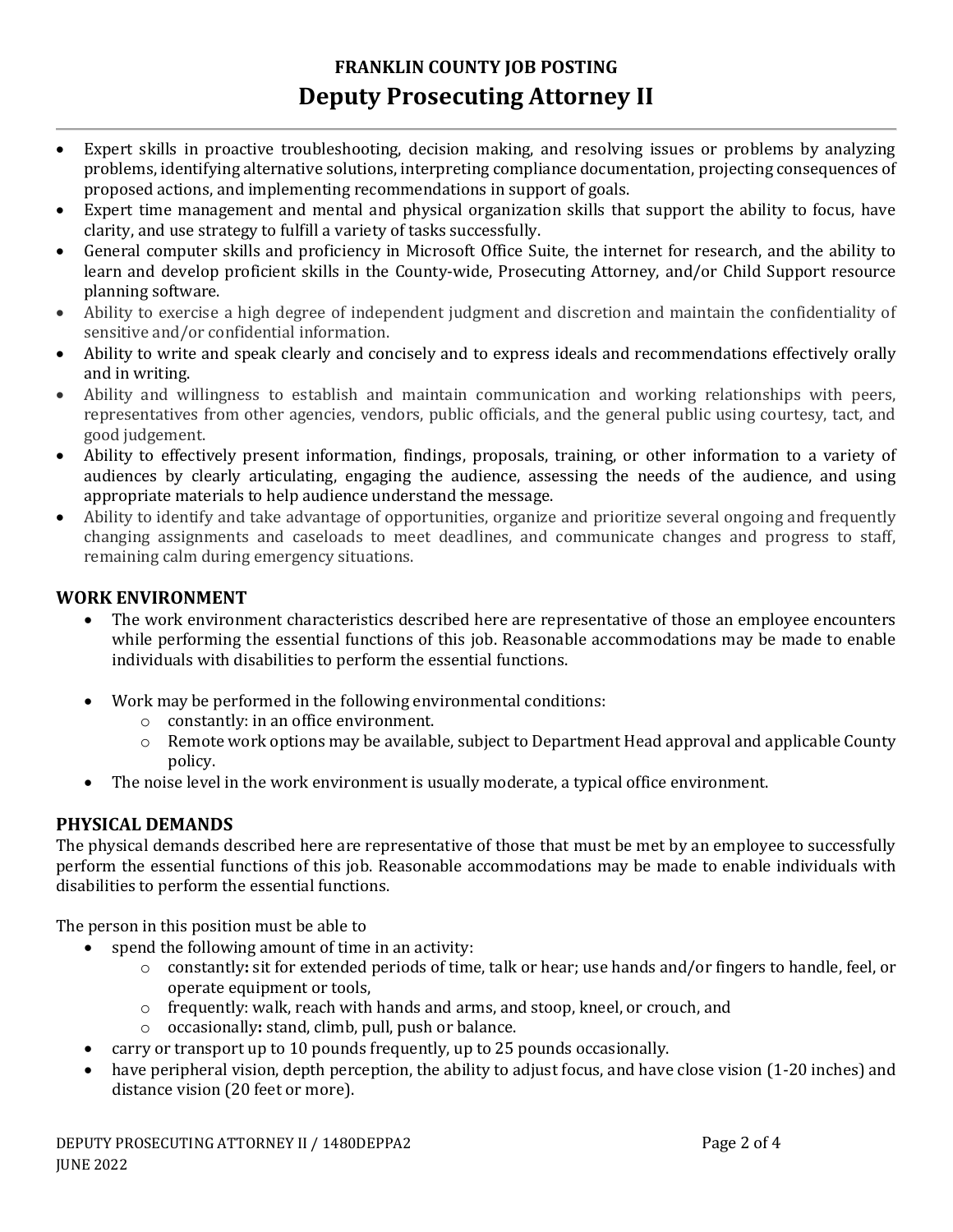- Expert skills in proactive troubleshooting, decision making, and resolving issues or problems by analyzing problems, identifying alternative solutions, interpreting compliance documentation, projecting consequences of proposed actions, and implementing recommendations in support of goals.
- Expert time management and mental and physical organization skills that support the ability to focus, have clarity, and use strategy to fulfill a variety of tasks successfully.
- General computer skills and proficiency in Microsoft Office Suite, the internet for research, and the ability to learn and develop proficient skills in the County-wide, Prosecuting Attorney, and/or Child Support resource planning software.
- Ability to exercise a high degree of independent judgment and discretion and maintain the confidentiality of sensitive and/or confidential information.
- Ability to write and speak clearly and concisely and to express ideals and recommendations effectively orally and in writing.
- Ability and willingness to establish and maintain communication and working relationships with peers, representatives from other agencies, vendors, public officials, and the general public using courtesy, tact, and good judgement.
- Ability to effectively present information, findings, proposals, training, or other information to a variety of audiences by clearly articulating, engaging the audience, assessing the needs of the audience, and using appropriate materials to help audience understand the message.
- Ability to identify and take advantage of opportunities, organize and prioritize several ongoing and frequently changing assignments and caseloads to meet deadlines, and communicate changes and progress to staff, remaining calm during emergency situations.

## WORK ENVIRONMENT

- The work environment characteristics described here are representative of those an employee encounters while performing the essential functions of this job. Reasonable accommodations may be made to enable individuals with disabilities to perform the essential functions.
- Work may be performed in the following environmental conditions:
  - constantly: in an office environment.
  - Remote work options may be available, subject to Department Head approval and applicable County policy.
- The noise level in the work environment is usually moderate, a typical office environment.

## PHYSICAL DEMANDS

The physical demands described here are representative of those that must be met by an employee to successfully perform the essential functions of this job. Reasonable accommodations may be made to enable individuals with disabilities to perform the essential functions.

The person in this position must be able to

- spend the following amount of time in an activity:
  - constantly**:** sit for extended periods of time, talk or hear; use hands and/or fingers to handle, feel, or operate equipment or tools,
  - frequently: walk, reach with hands and arms, and stoop, kneel, or crouch, and
  - occasionally**:** stand, climb, pull, push or balance.
- carry or transport up to 10 pounds frequently, up to 25 pounds occasionally.
- have peripheral vision, depth perception, the ability to adjust focus, and have close vision (1-20 inches) and distance vision (20 feet or more).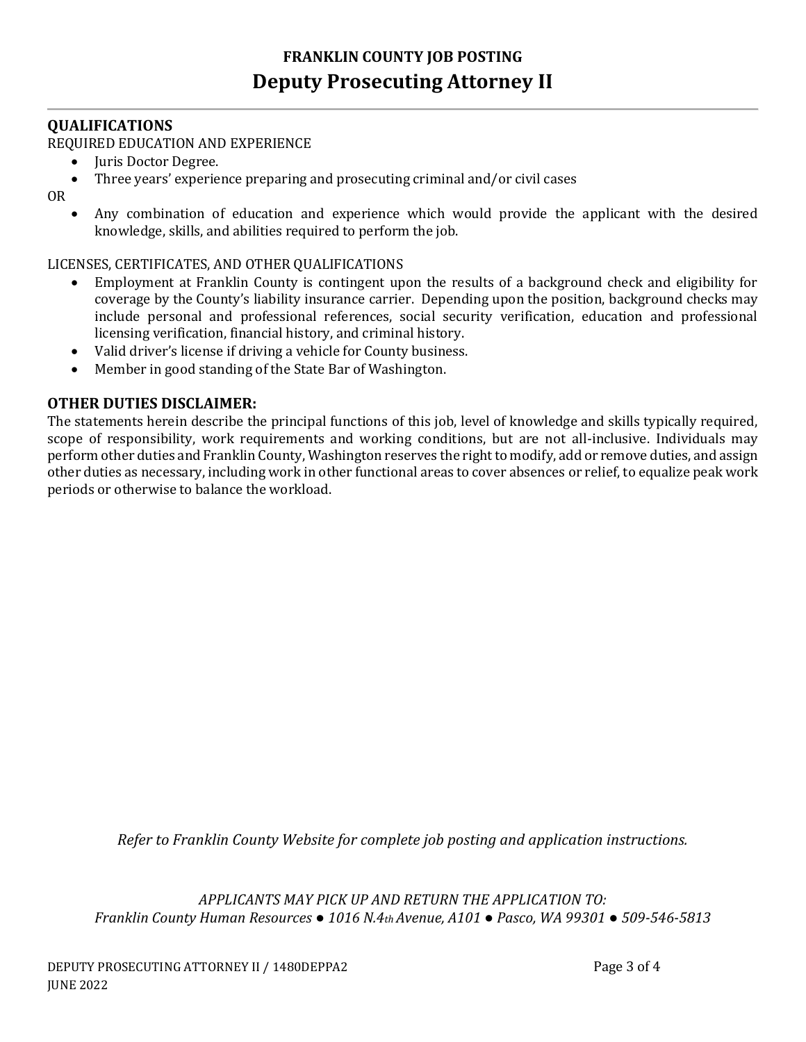## QUALIFICATIONS

REQUIRED EDUCATION AND EXPERIENCE

- Juris Doctor Degree.
- Three years' experience preparing and prosecuting criminal and/or civil cases

OR

- Any combination of education and experience which would provide the applicant with the desired knowledge, skills, and abilities required to perform the job.

LICENSES, CERTIFICATES, AND OTHER QUALIFICATIONS

- Employment at Franklin County is contingent upon the results of a background check and eligibility for coverage by the County's liability insurance carrier. Depending upon the position, background checks may include personal and professional references, social security verification, education and professional licensing verification, financial history, and criminal history.
- Valid driver's license if driving a vehicle for County business.
- Member in good standing of the State Bar of Washington.

## OTHER DUTIES DISCLAIMER:

The statements herein describe the principal functions of this job, level of knowledge and skills typically required, scope of responsibility, work requirements and working conditions, but are not all-inclusive. Individuals may perform other duties and Franklin County, Washington reserves the right to modify, add or remove duties, and assign other duties as necessary, including work in other functional areas to cover absences or relief, to equalize peak work periods or otherwise to balance the workload.

*Refer to Franklin County Website for complete job posting and application instructions.*

*APPLICANTS MAY PICK UP AND RETURN THE APPLICATION TO:*
*Franklin County Human Resources ● 1016 N.4th Avenue, A101 ● Pasco, WA 99301 ● 509-546-5813*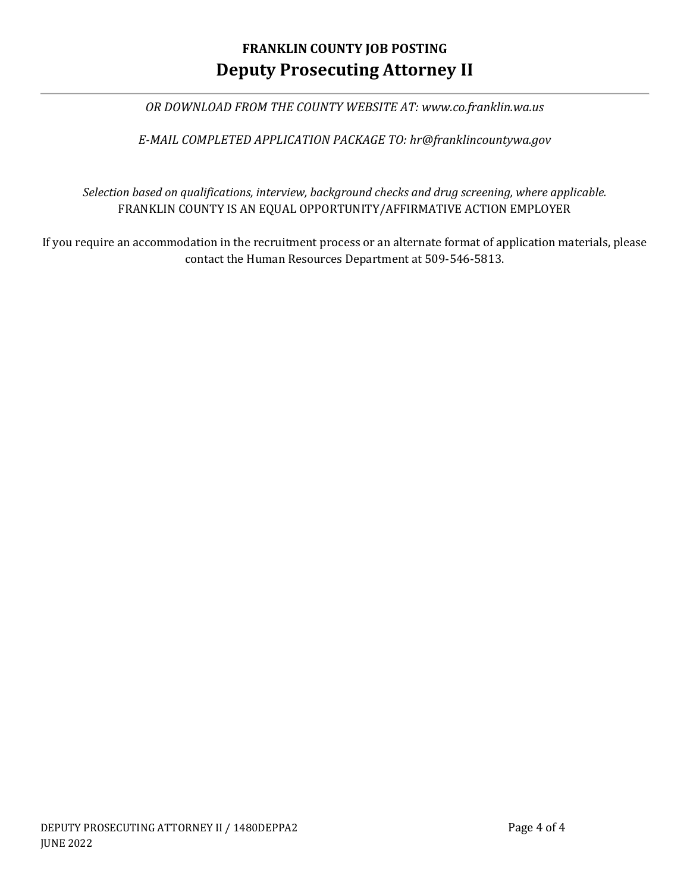*OR DOWNLOAD FROM THE COUNTY WEBSITE AT: www.co.franklin.wa.us*

*E-MAIL COMPLETED APPLICATION PACKAGE TO: hr@franklincountywa.gov*

*Selection based on qualifications, interview, background checks and drug screening, where applicable.*
FRANKLIN COUNTY IS AN EQUAL OPPORTUNITY/AFFIRMATIVE ACTION EMPLOYER

If you require an accommodation in the recruitment process or an alternate format of application materials, please contact the Human Resources Department at 509-546-5813.